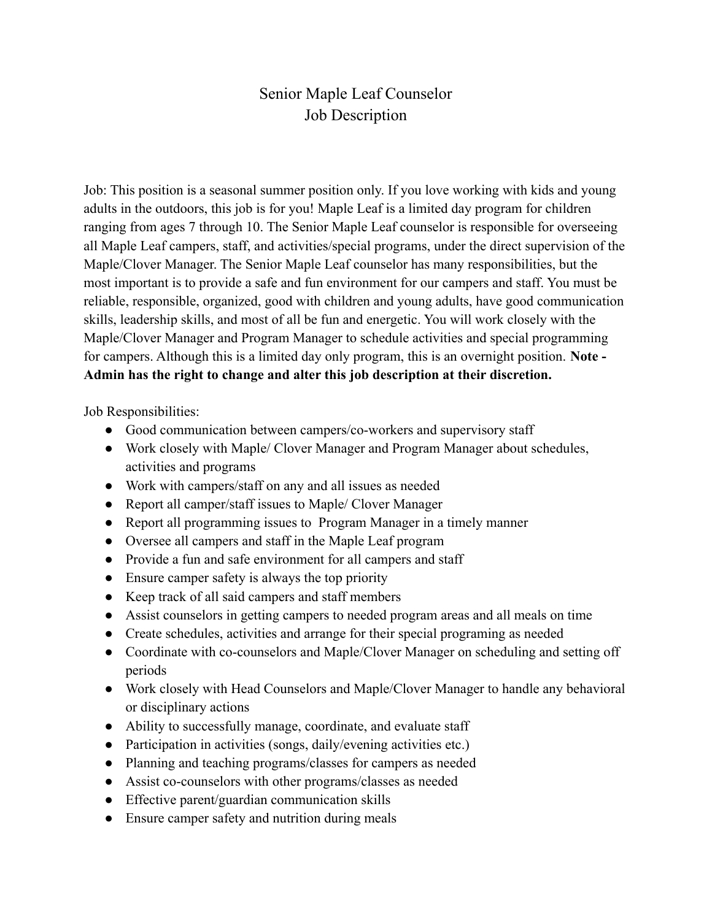# Senior Maple Leaf Counselor
# Job Description

Job: This position is a seasonal summer position only. If you love working with kids and young adults in the outdoors, this job is for you! Maple Leaf is a limited day program for children ranging from ages 7 through 10. The Senior Maple Leaf counselor is responsible for overseeing all Maple Leaf campers, staff, and activities/special programs, under the direct supervision of the Maple/Clover Manager. The Senior Maple Leaf counselor has many responsibilities, but the most important is to provide a safe and fun environment for our campers and staff. You must be reliable, responsible, organized, good with children and young adults, have good communication skills, leadership skills, and most of all be fun and energetic. You will work closely with the Maple/Clover Manager and Program Manager to schedule activities and special programming for campers. Although this is a limited day only program, this is an overnight position. **Note - Admin has the right to change and alter this job description at their discretion.**

Job Responsibilities:

- Good communication between campers/co-workers and supervisory staff
- Work closely with Maple/ Clover Manager and Program Manager about schedules, activities and programs
- Work with campers/staff on any and all issues as needed
- Report all camper/staff issues to Maple/ Clover Manager
- Report all programming issues to Program Manager in a timely manner
- Oversee all campers and staff in the Maple Leaf program
- Provide a fun and safe environment for all campers and staff
- Ensure camper safety is always the top priority
- Keep track of all said campers and staff members
- Assist counselors in getting campers to needed program areas and all meals on time
- Create schedules, activities and arrange for their special programing as needed
- Coordinate with co-counselors and Maple/Clover Manager on scheduling and setting off periods
- Work closely with Head Counselors and Maple/Clover Manager to handle any behavioral or disciplinary actions
- Ability to successfully manage, coordinate, and evaluate staff
- Participation in activities (songs, daily/evening activities etc.)
- Planning and teaching programs/classes for campers as needed
- Assist co-counselors with other programs/classes as needed
- Effective parent/guardian communication skills
- Ensure camper safety and nutrition during meals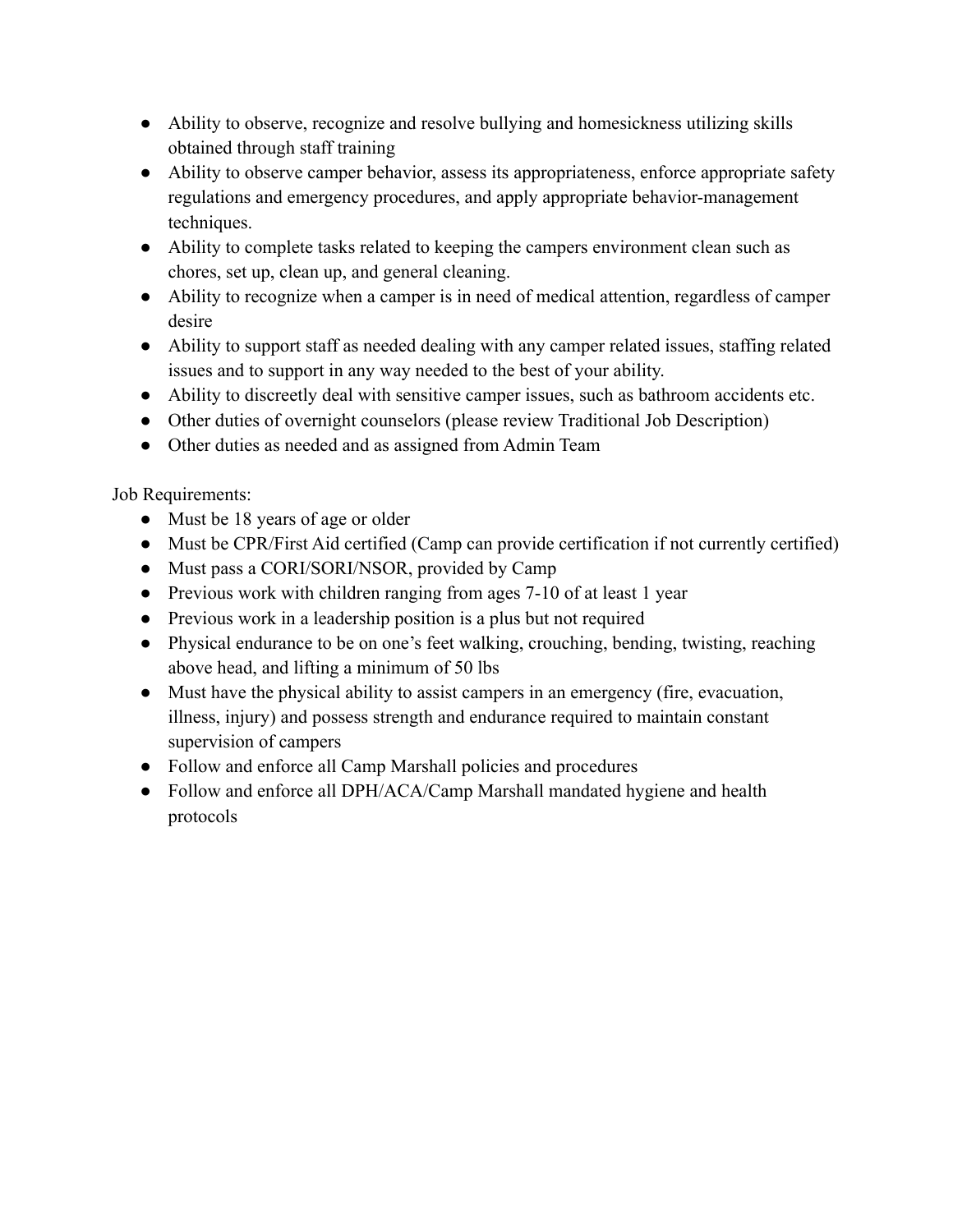- Ability to observe, recognize and resolve bullying and homesickness utilizing skills obtained through staff training
- Ability to observe camper behavior, assess its appropriateness, enforce appropriate safety regulations and emergency procedures, and apply appropriate behavior-management techniques.
- Ability to complete tasks related to keeping the campers environment clean such as chores, set up, clean up, and general cleaning.
- Ability to recognize when a camper is in need of medical attention, regardless of camper desire
- Ability to support staff as needed dealing with any camper related issues, staffing related issues and to support in any way needed to the best of your ability.
- Ability to discreetly deal with sensitive camper issues, such as bathroom accidents etc.
- Other duties of overnight counselors (please review Traditional Job Description)
- Other duties as needed and as assigned from Admin Team

Job Requirements:

- Must be 18 years of age or older
- Must be CPR/First Aid certified (Camp can provide certification if not currently certified)
- Must pass a CORI/SORI/NSOR, provided by Camp
- Previous work with children ranging from ages 7-10 of at least 1 year
- Previous work in a leadership position is a plus but not required
- Physical endurance to be on one's feet walking, crouching, bending, twisting, reaching above head, and lifting a minimum of 50 lbs
- Must have the physical ability to assist campers in an emergency (fire, evacuation, illness, injury) and possess strength and endurance required to maintain constant supervision of campers
- Follow and enforce all Camp Marshall policies and procedures
- Follow and enforce all DPH/ACA/Camp Marshall mandated hygiene and health protocols